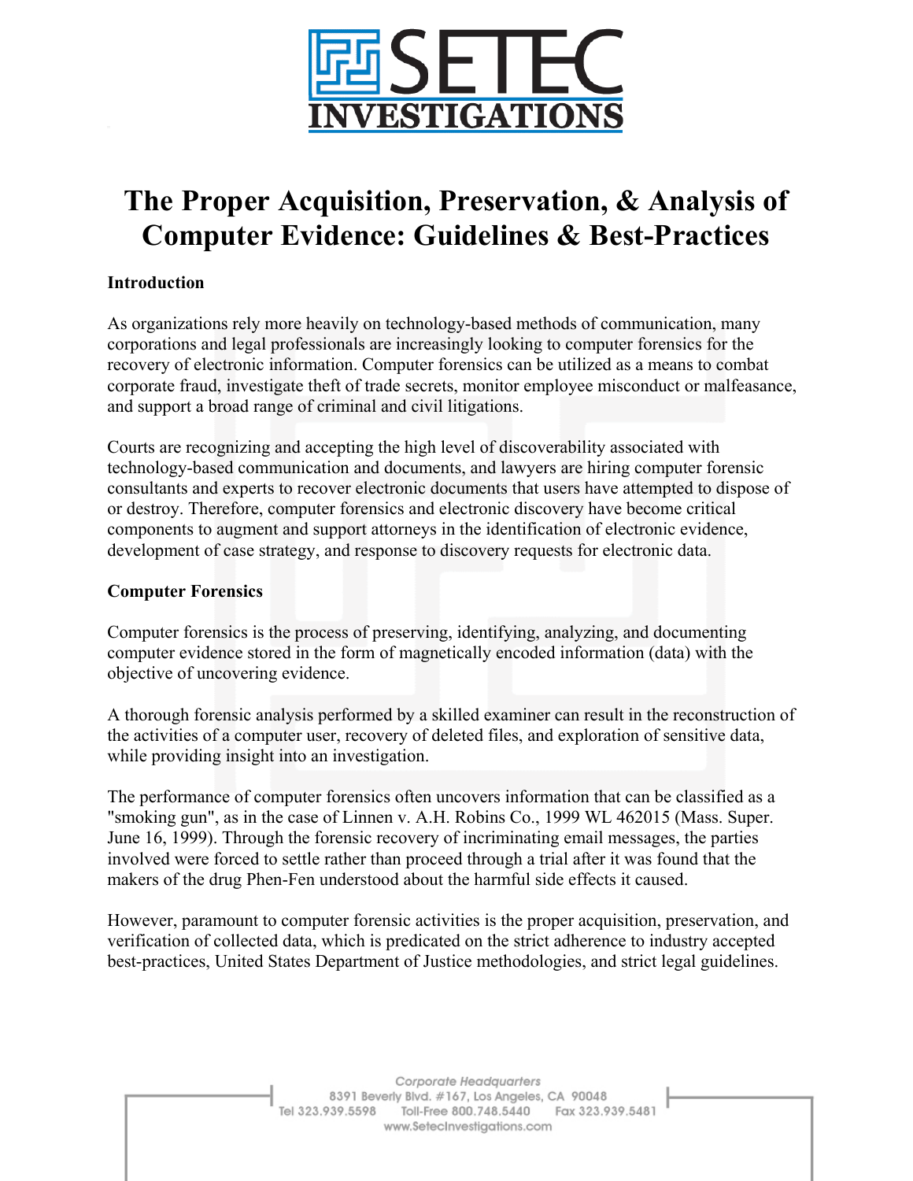# The Proper Acquisition, Preservation, & Analysis of Computer Evidence: Guidelines & Best-Practices

**Introduction**

As organizations rely more heavily on technology-based methods of communication, many corporations and legal professionals are increasingly looking to computer forensics for the recovery of electronic information. Computer forensics can be utilized as a means to combat corporate fraud, investigate theft of trade secrets, monitor employee misconduct or malfeasance, and support a broad range of criminal and civil litigations.

Courts are recognizing and accepting the high level of discoverability associated with technology-based communication and documents, and lawyers are hiring computer forensic consultants and experts to recover electronic documents that users have attempted to dispose of or destroy. Therefore, computer forensics and electronic discovery have become critical components to augment and support attorneys in the identification of electronic evidence, development of case strategy, and response to discovery requests for electronic data.

**Computer Forensics**

Computer forensics is the process of preserving, identifying, analyzing, and documenting computer evidence stored in the form of magnetically encoded information (data) with the objective of uncovering evidence.

A thorough forensic analysis performed by a skilled examiner can result in the reconstruction of the activities of a computer user, recovery of deleted files, and exploration of sensitive data, while providing insight into an investigation.

The performance of computer forensics often uncovers information that can be classified as a "smoking gun", as in the case of Linnen v. A.H. Robins Co., 1999 WL 462015 (Mass. Super. June 16, 1999). Through the forensic recovery of incriminating email messages, the parties involved were forced to settle rather than proceed through a trial after it was found that the makers of the drug Phen-Fen understood about the harmful side effects it caused.

However, paramount to computer forensic activities is the proper acquisition, preservation, and verification of collected data, which is predicated on the strict adherence to industry accepted best-practices, United States Department of Justice methodologies, and strict legal guidelines.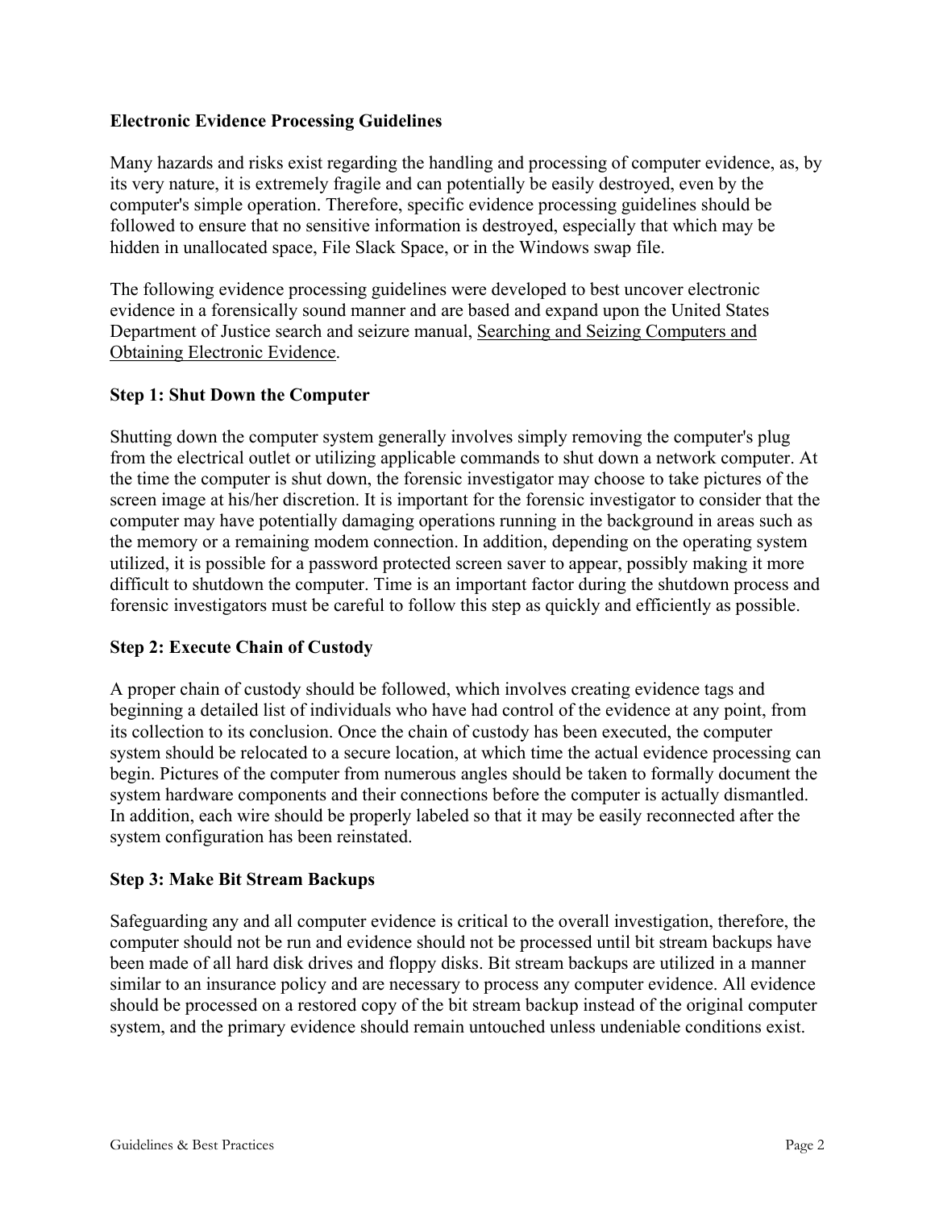**Electronic Evidence Processing Guidelines**

Many hazards and risks exist regarding the handling and processing of computer evidence, as, by its very nature, it is extremely fragile and can potentially be easily destroyed, even by the computer's simple operation. Therefore, specific evidence processing guidelines should be followed to ensure that no sensitive information is destroyed, especially that which may be hidden in unallocated space, File Slack Space, or in the Windows swap file.

The following evidence processing guidelines were developed to best uncover electronic evidence in a forensically sound manner and are based and expand upon the United States Department of Justice search and seizure manual, Searching and Seizing Computers and Obtaining Electronic Evidence.

**Step 1: Shut Down the Computer**

Shutting down the computer system generally involves simply removing the computer's plug from the electrical outlet or utilizing applicable commands to shut down a network computer. At the time the computer is shut down, the forensic investigator may choose to take pictures of the screen image at his/her discretion. It is important for the forensic investigator to consider that the computer may have potentially damaging operations running in the background in areas such as the memory or a remaining modem connection. In addition, depending on the operating system utilized, it is possible for a password protected screen saver to appear, possibly making it more difficult to shutdown the computer. Time is an important factor during the shutdown process and forensic investigators must be careful to follow this step as quickly and efficiently as possible.

**Step 2: Execute Chain of Custody**

A proper chain of custody should be followed, which involves creating evidence tags and beginning a detailed list of individuals who have had control of the evidence at any point, from its collection to its conclusion. Once the chain of custody has been executed, the computer system should be relocated to a secure location, at which time the actual evidence processing can begin. Pictures of the computer from numerous angles should be taken to formally document the system hardware components and their connections before the computer is actually dismantled. In addition, each wire should be properly labeled so that it may be easily reconnected after the system configuration has been reinstated.

**Step 3: Make Bit Stream Backups**

Safeguarding any and all computer evidence is critical to the overall investigation, therefore, the computer should not be run and evidence should not be processed until bit stream backups have been made of all hard disk drives and floppy disks. Bit stream backups are utilized in a manner similar to an insurance policy and are necessary to process any computer evidence. All evidence should be processed on a restored copy of the bit stream backup instead of the original computer system, and the primary evidence should remain untouched unless undeniable conditions exist.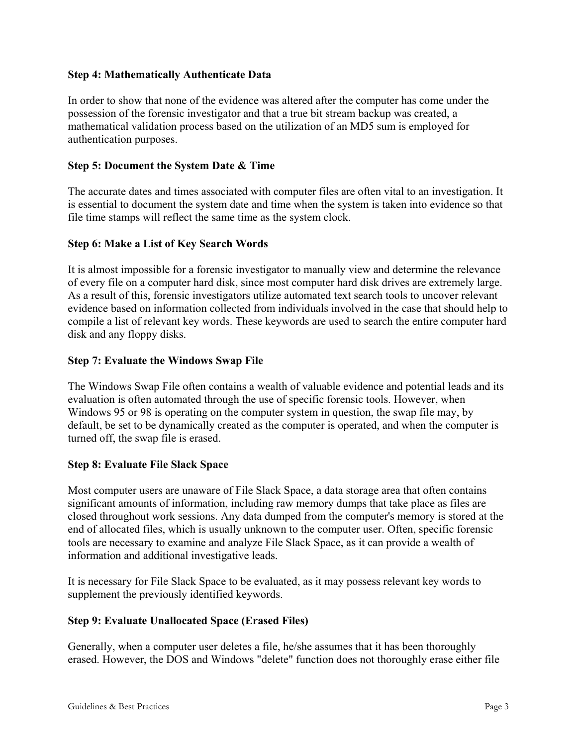### Step 4: Mathematically Authenticate Data

In order to show that none of the evidence was altered after the computer has come under the possession of the forensic investigator and that a true bit stream backup was created, a mathematical validation process based on the utilization of an MD5 sum is employed for authentication purposes.

### Step 5: Document the System Date & Time

The accurate dates and times associated with computer files are often vital to an investigation. It is essential to document the system date and time when the system is taken into evidence so that file time stamps will reflect the same time as the system clock.

### Step 6: Make a List of Key Search Words

It is almost impossible for a forensic investigator to manually view and determine the relevance of every file on a computer hard disk, since most computer hard disk drives are extremely large. As a result of this, forensic investigators utilize automated text search tools to uncover relevant evidence based on information collected from individuals involved in the case that should help to compile a list of relevant key words. These keywords are used to search the entire computer hard disk and any floppy disks.

### Step 7: Evaluate the Windows Swap File

The Windows Swap File often contains a wealth of valuable evidence and potential leads and its evaluation is often automated through the use of specific forensic tools. However, when Windows 95 or 98 is operating on the computer system in question, the swap file may, by default, be set to be dynamically created as the computer is operated, and when the computer is turned off, the swap file is erased.

### Step 8: Evaluate File Slack Space

Most computer users are unaware of File Slack Space, a data storage area that often contains significant amounts of information, including raw memory dumps that take place as files are closed throughout work sessions. Any data dumped from the computer's memory is stored at the end of allocated files, which is usually unknown to the computer user. Often, specific forensic tools are necessary to examine and analyze File Slack Space, as it can provide a wealth of information and additional investigative leads.

It is necessary for File Slack Space to be evaluated, as it may possess relevant key words to supplement the previously identified keywords.

### Step 9: Evaluate Unallocated Space (Erased Files)

Generally, when a computer user deletes a file, he/she assumes that it has been thoroughly erased. However, the DOS and Windows "delete" function does not thoroughly erase either file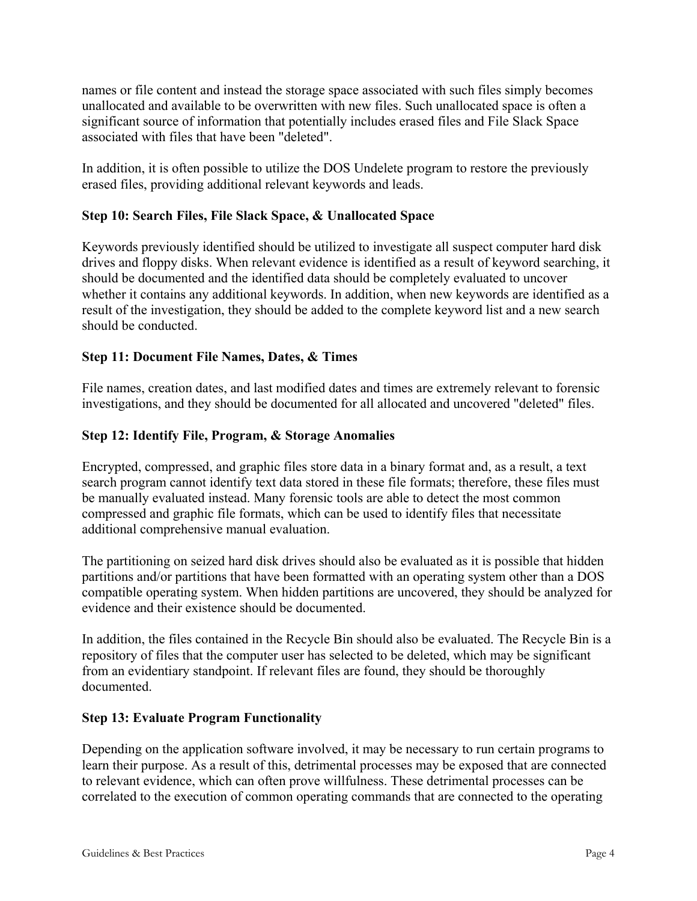names or file content and instead the storage space associated with such files simply becomes unallocated and available to be overwritten with new files. Such unallocated space is often a significant source of information that potentially includes erased files and File Slack Space associated with files that have been "deleted".

In addition, it is often possible to utilize the DOS Undelete program to restore the previously erased files, providing additional relevant keywords and leads.

**Step 10: Search Files, File Slack Space, & Unallocated Space**

Keywords previously identified should be utilized to investigate all suspect computer hard disk drives and floppy disks. When relevant evidence is identified as a result of keyword searching, it should be documented and the identified data should be completely evaluated to uncover whether it contains any additional keywords. In addition, when new keywords are identified as a result of the investigation, they should be added to the complete keyword list and a new search should be conducted.

**Step 11: Document File Names, Dates, & Times**

File names, creation dates, and last modified dates and times are extremely relevant to forensic investigations, and they should be documented for all allocated and uncovered "deleted" files.

**Step 12: Identify File, Program, & Storage Anomalies**

Encrypted, compressed, and graphic files store data in a binary format and, as a result, a text search program cannot identify text data stored in these file formats; therefore, these files must be manually evaluated instead. Many forensic tools are able to detect the most common compressed and graphic file formats, which can be used to identify files that necessitate additional comprehensive manual evaluation.

The partitioning on seized hard disk drives should also be evaluated as it is possible that hidden partitions and/or partitions that have been formatted with an operating system other than a DOS compatible operating system. When hidden partitions are uncovered, they should be analyzed for evidence and their existence should be documented.

In addition, the files contained in the Recycle Bin should also be evaluated. The Recycle Bin is a repository of files that the computer user has selected to be deleted, which may be significant from an evidentiary standpoint. If relevant files are found, they should be thoroughly documented.

**Step 13: Evaluate Program Functionality**

Depending on the application software involved, it may be necessary to run certain programs to learn their purpose. As a result of this, detrimental processes may be exposed that are connected to relevant evidence, which can often prove willfulness. These detrimental processes can be correlated to the execution of common operating commands that are connected to the operating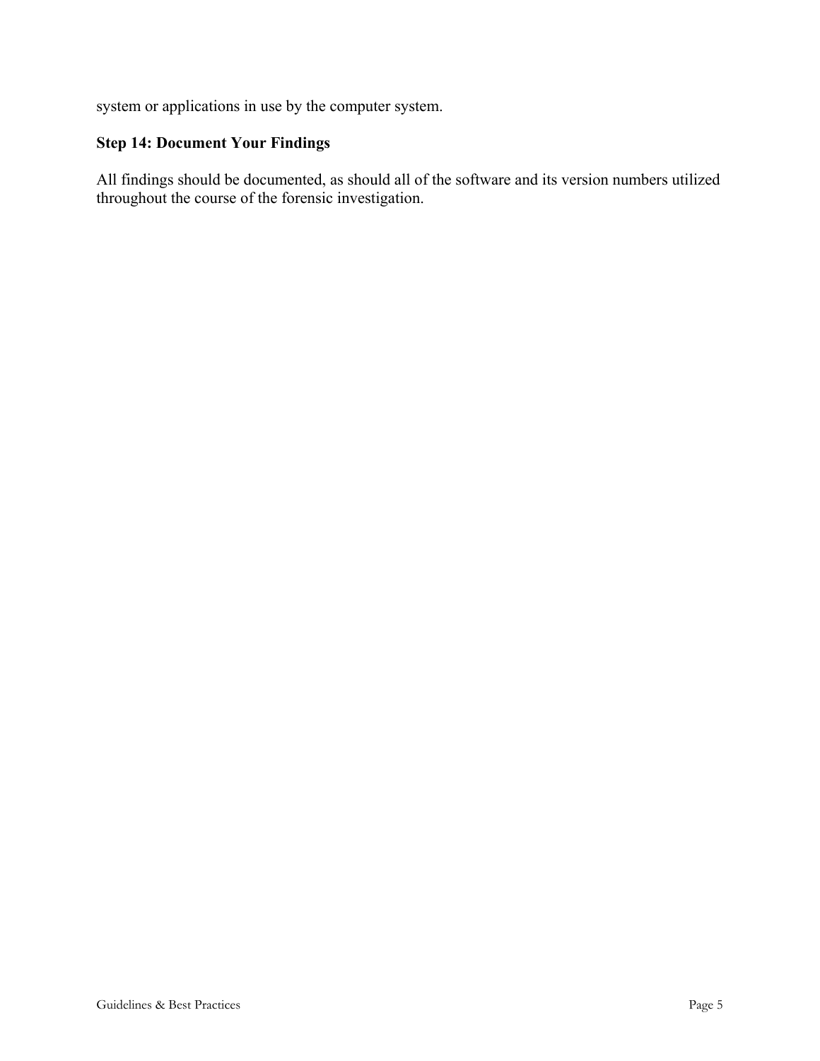system or applications in use by the computer system.

**Step 14: Document Your Findings**

All findings should be documented, as should all of the software and its version numbers utilized throughout the course of the forensic investigation.